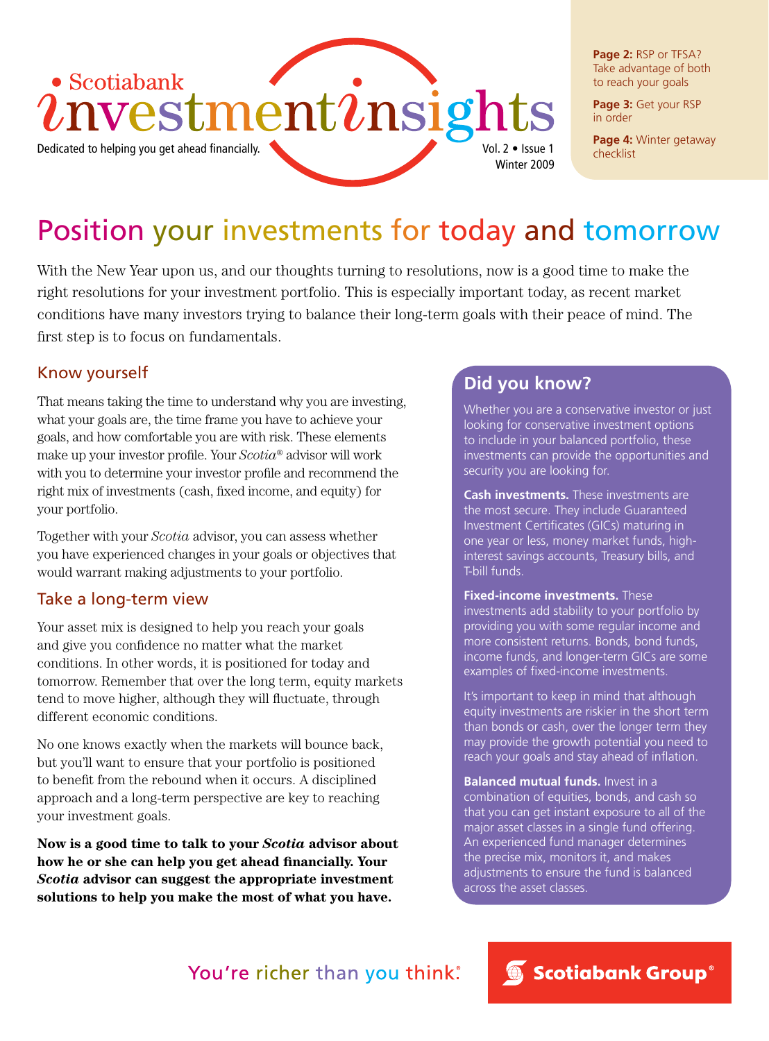# Scotiabank investmentinsights

Dedicated to helping you get ahead financially.

Vol. 2 • Issue 1
Winter 2009

**Page 2:** RSP or TFSA? Take advantage of both to reach your goals

**Page 3:** Get your RSP in order

**Page 4:** Winter getaway checklist

## Position your investments for today and tomorrow

With the New Year upon us, and our thoughts turning to resolutions, now is a good time to make the right resolutions for your investment portfolio. This is especially important today, as recent market conditions have many investors trying to balance their long-term goals with their peace of mind. The first step is to focus on fundamentals.

### Know yourself

That means taking the time to understand why you are investing, what your goals are, the time frame you have to achieve your goals, and how comfortable you are with risk. These elements make up your investor profile. Your *Scotia*® advisor will work with you to determine your investor profile and recommend the right mix of investments (cash, fixed income, and equity) for your portfolio.

Together with your *Scotia* advisor, you can assess whether you have experienced changes in your goals or objectives that would warrant making adjustments to your portfolio.

### Take a long-term view

Your asset mix is designed to help you reach your goals and give you confidence no matter what the market conditions. In other words, it is positioned for today and tomorrow. Remember that over the long term, equity markets tend to move higher, although they will fluctuate, through different economic conditions.

No one knows exactly when the markets will bounce back, but you'll want to ensure that your portfolio is positioned to benefit from the rebound when it occurs. A disciplined approach and a long-term perspective are key to reaching your investment goals.

**Now is a good time to talk to your *Scotia* advisor about how he or she can help you get ahead financially. Your *Scotia* advisor can suggest the appropriate investment solutions to help you make the most of what you have.**

### Did you know?

Whether you are a conservative investor or just looking for conservative investment options to include in your balanced portfolio, these investments can provide the opportunities and security you are looking for.

**Cash investments.** These investments are the most secure. They include Guaranteed Investment Certificates (GICs) maturing in one year or less, money market funds, high-interest savings accounts, Treasury bills, and T-bill funds.

**Fixed-income investments.** These investments add stability to your portfolio by providing you with some regular income and more consistent returns. Bonds, bond funds, income funds, and longer-term GICs are some examples of fixed-income investments.

It's important to keep in mind that although equity investments are riskier in the short term than bonds or cash, over the longer term they may provide the growth potential you need to reach your goals and stay ahead of inflation.

**Balanced mutual funds.** Invest in a combination of equities, bonds, and cash so that you can get instant exposure to all of the major asset classes in a single fund offering. An experienced fund manager determines the precise mix, monitors it, and makes adjustments to ensure the fund is balanced across the asset classes.

You're richer than you think.®

Scotiabank Group®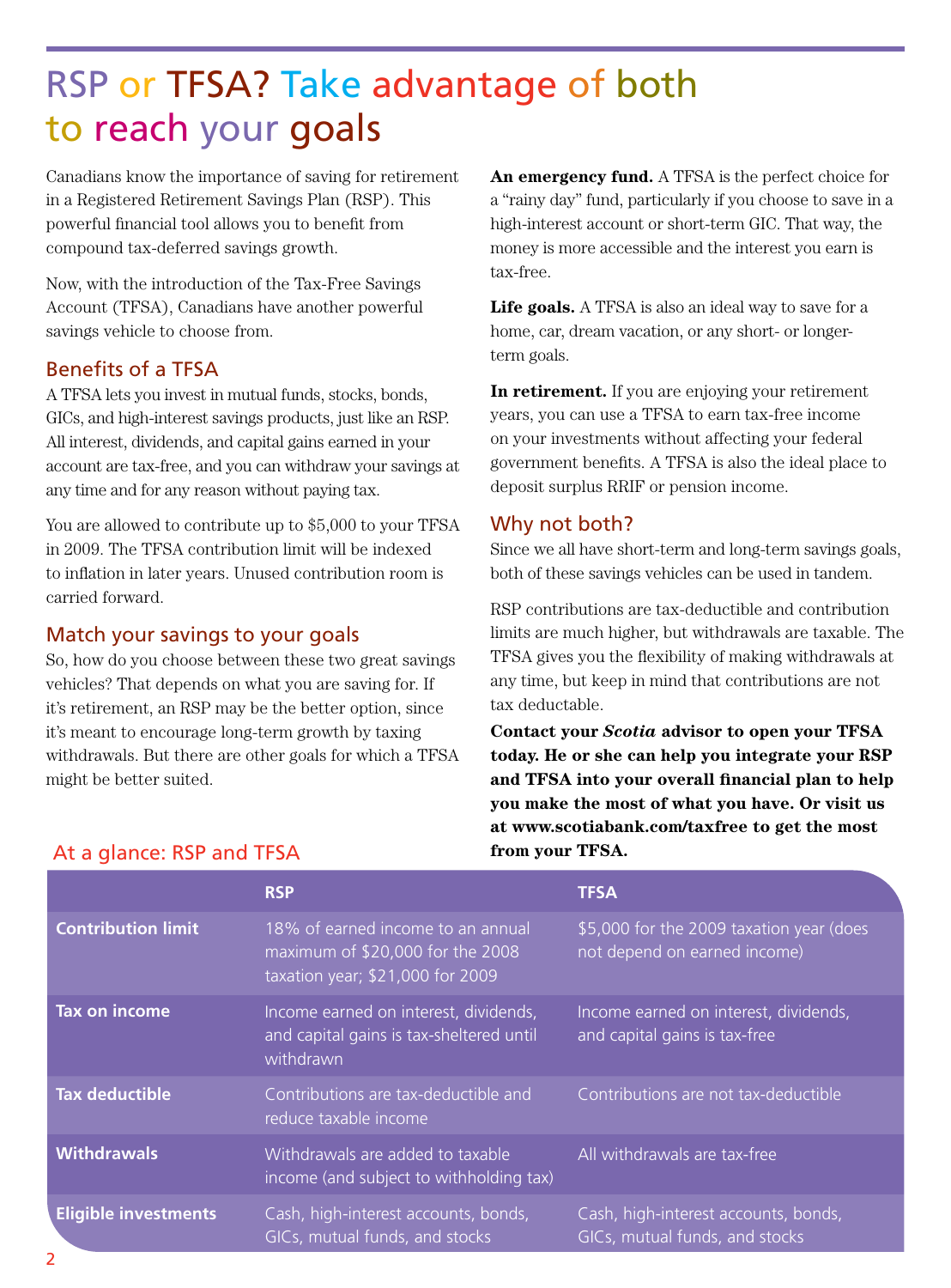# RSP or TFSA? Take advantage of both to reach your goals

Canadians know the importance of saving for retirement in a Registered Retirement Savings Plan (RSP). This powerful financial tool allows you to benefit from compound tax-deferred savings growth.

Now, with the introduction of the Tax-Free Savings Account (TFSA), Canadians have another powerful savings vehicle to choose from.

## Benefits of a TFSA

A TFSA lets you invest in mutual funds, stocks, bonds, GICs, and high-interest savings products, just like an RSP. All interest, dividends, and capital gains earned in your account are tax-free, and you can withdraw your savings at any time and for any reason without paying tax.

You are allowed to contribute up to $5,000 to your TFSA in 2009. The TFSA contribution limit will be indexed to inflation in later years. Unused contribution room is carried forward.

## Match your savings to your goals

So, how do you choose between these two great savings vehicles? That depends on what you are saving for. If it's retirement, an RSP may be the better option, since it's meant to encourage long-term growth by taxing withdrawals. But there are other goals for which a TFSA might be better suited.

**An emergency fund.** A TFSA is the perfect choice for a "rainy day" fund, particularly if you choose to save in a high-interest account or short-term GIC. That way, the money is more accessible and the interest you earn is tax-free.

**Life goals.** A TFSA is also an ideal way to save for a home, car, dream vacation, or any short- or longer-term goals.

**In retirement.** If you are enjoying your retirement years, you can use a TFSA to earn tax-free income on your investments without affecting your federal government benefits. A TFSA is also the ideal place to deposit surplus RRIF or pension income.

## Why not both?

Since we all have short-term and long-term savings goals, both of these savings vehicles can be used in tandem.

RSP contributions are tax-deductible and contribution limits are much higher, but withdrawals are taxable. The TFSA gives you the flexibility of making withdrawals at any time, but keep in mind that contributions are not tax deductable.

**Contact your *Scotia* advisor to open your TFSA today. He or she can help you integrate your RSP and TFSA into your overall financial plan to help you make the most of what you have. Or visit us at www.scotiabank.com/taxfree to get the most from your TFSA.**

## At a glance: RSP and TFSA

| | RSP | TFSA |
|---|---|---|
| **Contribution limit** | 18% of earned income to an annual maximum of $20,000 for the 2008 taxation year; $21,000 for 2009 | $5,000 for the 2009 taxation year (does not depend on earned income) |
| **Tax on income** | Income earned on interest, dividends, and capital gains is tax-sheltered until withdrawn | Income earned on interest, dividends, and capital gains is tax-free |
| **Tax deductible** | Contributions are tax-deductible and reduce taxable income | Contributions are not tax-deductible |
| **Withdrawals** | Withdrawals are added to taxable income (and subject to withholding tax) | All withdrawals are tax-free |
| **Eligible investments** | Cash, high-interest accounts, bonds, GICs, mutual funds, and stocks | Cash, high-interest accounts, bonds, GICs, mutual funds, and stocks |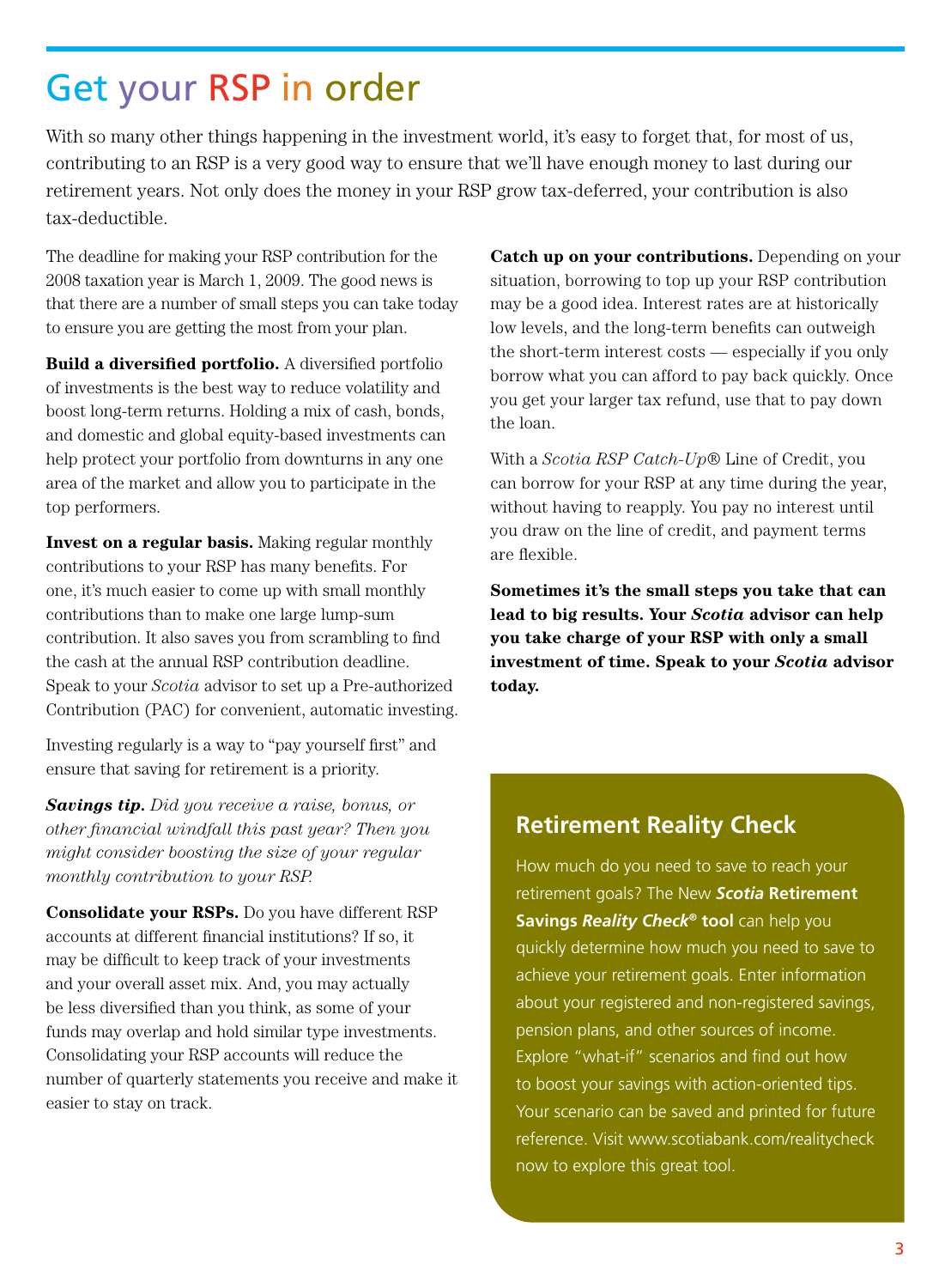# Get your RSP in order

With so many other things happening in the investment world, it's easy to forget that, for most of us, contributing to an RSP is a very good way to ensure that we'll have enough money to last during our retirement years. Not only does the money in your RSP grow tax-deferred, your contribution is also tax-deductible.

The deadline for making your RSP contribution for the 2008 taxation year is March 1, 2009. The good news is that there are a number of small steps you can take today to ensure you are getting the most from your plan.

**Build a diversified portfolio.** A diversified portfolio of investments is the best way to reduce volatility and boost long-term returns. Holding a mix of cash, bonds, and domestic and global equity-based investments can help protect your portfolio from downturns in any one area of the market and allow you to participate in the top performers.

**Invest on a regular basis.** Making regular monthly contributions to your RSP has many benefits. For one, it's much easier to come up with small monthly contributions than to make one large lump-sum contribution. It also saves you from scrambling to find the cash at the annual RSP contribution deadline. Speak to your *Scotia* advisor to set up a Pre-authorized Contribution (PAC) for convenient, automatic investing.

Investing regularly is a way to "pay yourself first" and ensure that saving for retirement is a priority.

***Savings tip.*** *Did you receive a raise, bonus, or other financial windfall this past year? Then you might consider boosting the size of your regular monthly contribution to your RSP.*

**Consolidate your RSPs.** Do you have different RSP accounts at different financial institutions? If so, it may be difficult to keep track of your investments and your overall asset mix. And, you may actually be less diversified than you think, as some of your funds may overlap and hold similar type investments. Consolidating your RSP accounts will reduce the number of quarterly statements you receive and make it easier to stay on track.

**Catch up on your contributions.** Depending on your situation, borrowing to top up your RSP contribution may be a good idea. Interest rates are at historically low levels, and the long-term benefits can outweigh the short-term interest costs — especially if you only borrow what you can afford to pay back quickly. Once you get your larger tax refund, use that to pay down the loan.

With a *Scotia RSP Catch-Up*® Line of Credit, you can borrow for your RSP at any time during the year, without having to reapply. You pay no interest until you draw on the line of credit, and payment terms are flexible.

**Sometimes it's the small steps you take that can lead to big results. Your *Scotia* advisor can help you take charge of your RSP with only a small investment of time. Speak to your *Scotia* advisor today.**

## Retirement Reality Check

How much do you need to save to reach your retirement goals? The New ***Scotia*** **Retirement Savings *Reality Check*® tool** can help you quickly determine how much you need to save to achieve your retirement goals. Enter information about your registered and non-registered savings, pension plans, and other sources of income. Explore "what-if" scenarios and find out how to boost your savings with action-oriented tips. Your scenario can be saved and printed for future reference. Visit www.scotiabank.com/realitycheck now to explore this great tool.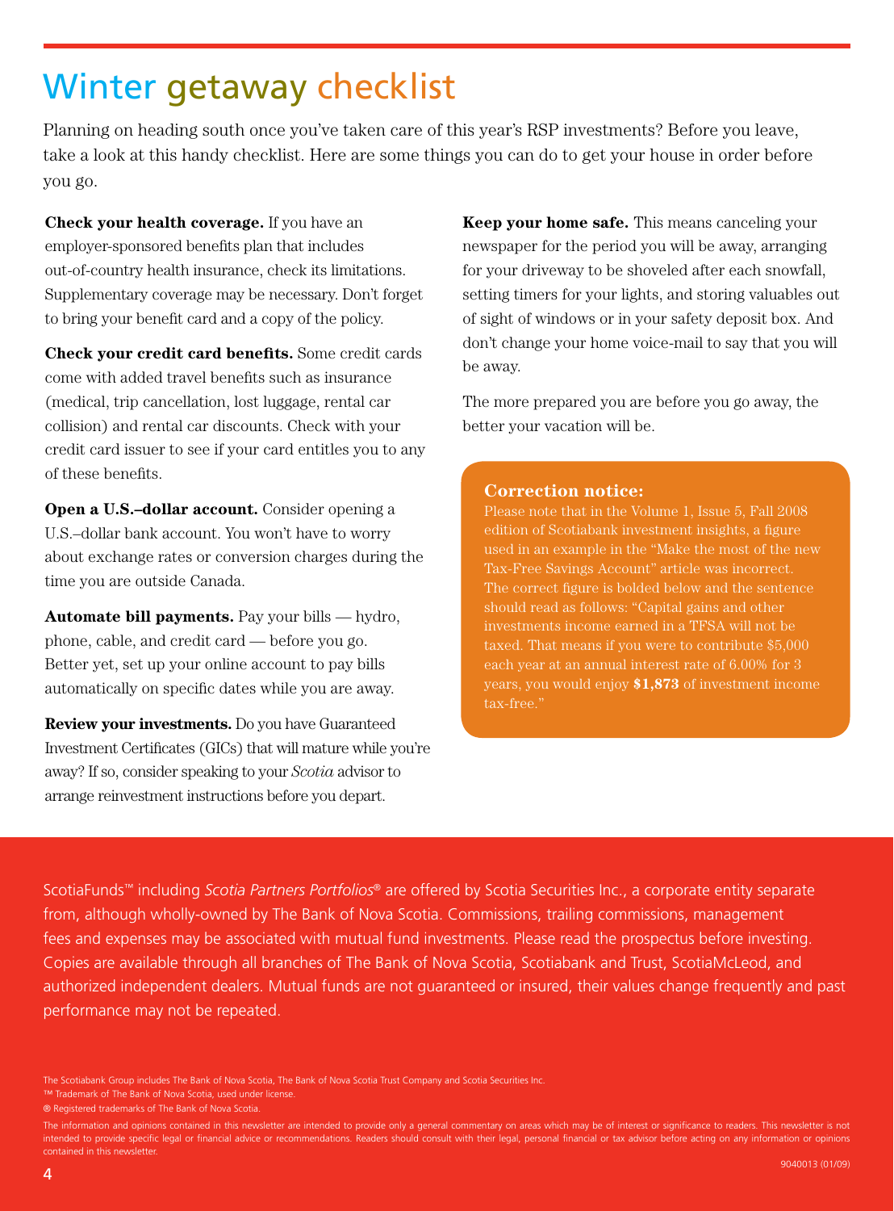# Winter getaway checklist

Planning on heading south once you've taken care of this year's RSP investments? Before you leave, take a look at this handy checklist. Here are some things you can do to get your house in order before you go.

**Check your health coverage.** If you have an employer-sponsored benefits plan that includes out-of-country health insurance, check its limitations. Supplementary coverage may be necessary. Don't forget to bring your benefit card and a copy of the policy.

**Check your credit card benefits.** Some credit cards come with added travel benefits such as insurance (medical, trip cancellation, lost luggage, rental car collision) and rental car discounts. Check with your credit card issuer to see if your card entitles you to any of these benefits.

**Open a U.S.–dollar account.** Consider opening a U.S.–dollar bank account. You won't have to worry about exchange rates or conversion charges during the time you are outside Canada.

**Automate bill payments.** Pay your bills — hydro, phone, cable, and credit card — before you go. Better yet, set up your online account to pay bills automatically on specific dates while you are away.

**Review your investments.** Do you have Guaranteed Investment Certificates (GICs) that will mature while you're away? If so, consider speaking to your *Scotia* advisor to arrange reinvestment instructions before you depart.

**Keep your home safe.** This means canceling your newspaper for the period you will be away, arranging for your driveway to be shoveled after each snowfall, setting timers for your lights, and storing valuables out of sight of windows or in your safety deposit box. And don't change your home voice-mail to say that you will be away.

The more prepared you are before you go away, the better your vacation will be.

**Correction notice:**

Please note that in the Volume 1, Issue 5, Fall 2008 edition of Scotiabank investment insights, a figure used in an example in the "Make the most of the new Tax-Free Savings Account" article was incorrect. The correct figure is bolded below and the sentence should read as follows: "Capital gains and other investments income earned in a TFSA will not be taxed. That means if you were to contribute $5,000 each year at an annual interest rate of 6.00% for 3 years, you would enjoy **$1,873** of investment income tax-free."

ScotiaFunds™ including *Scotia Partners Portfolios*® are offered by Scotia Securities Inc., a corporate entity separate from, although wholly-owned by The Bank of Nova Scotia. Commissions, trailing commissions, management fees and expenses may be associated with mutual fund investments. Please read the prospectus before investing. Copies are available through all branches of The Bank of Nova Scotia, Scotiabank and Trust, ScotiaMcLeod, and authorized independent dealers. Mutual funds are not guaranteed or insured, their values change frequently and past performance may not be repeated.

The Scotiabank Group includes The Bank of Nova Scotia, The Bank of Nova Scotia Trust Company and Scotia Securities Inc.
™ Trademark of The Bank of Nova Scotia, used under license.
® Registered trademarks of The Bank of Nova Scotia.

The information and opinions contained in this newsletter are intended to provide only a general commentary on areas which may be of interest or significance to readers. This newsletter is not intended to provide specific legal or financial advice or recommendations. Readers should consult with their legal, personal financial or tax advisor before acting on any information or opinions contained in this newsletter.

9040013 (01/09)